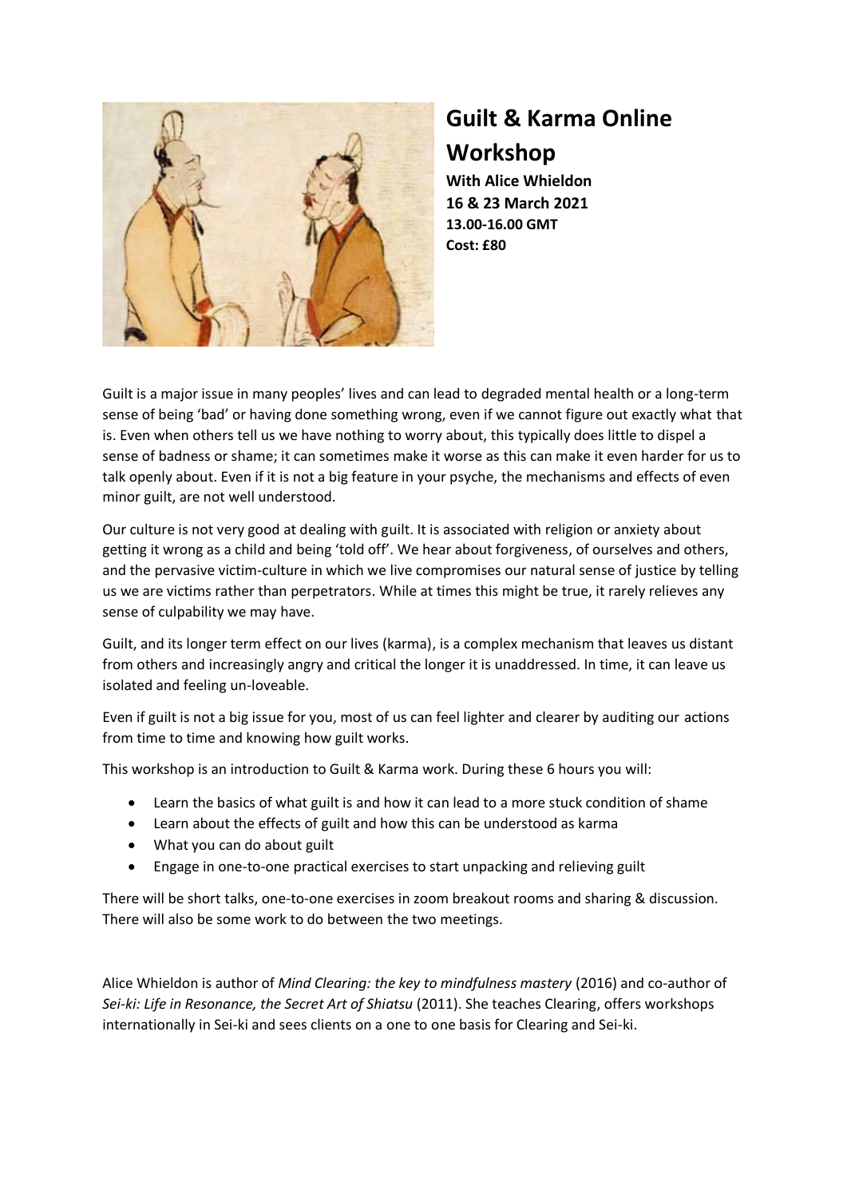# Guilt & Karma Online Workshop

**With Alice Whieldon**
**16 & 23 March 2021**
**13.00-16.00 GMT**
**Cost: £80**

Guilt is a major issue in many peoples' lives and can lead to degraded mental health or a long-term sense of being 'bad' or having done something wrong, even if we cannot figure out exactly what that is. Even when others tell us we have nothing to worry about, this typically does little to dispel a sense of badness or shame; it can sometimes make it worse as this can make it even harder for us to talk openly about. Even if it is not a big feature in your psyche, the mechanisms and effects of even minor guilt, are not well understood.

Our culture is not very good at dealing with guilt. It is associated with religion or anxiety about getting it wrong as a child and being 'told off'. We hear about forgiveness, of ourselves and others, and the pervasive victim-culture in which we live compromises our natural sense of justice by telling us we are victims rather than perpetrators. While at times this might be true, it rarely relieves any sense of culpability we may have.

Guilt, and its longer term effect on our lives (karma), is a complex mechanism that leaves us distant from others and increasingly angry and critical the longer it is unaddressed. In time, it can leave us isolated and feeling un-loveable.

Even if guilt is not a big issue for you, most of us can feel lighter and clearer by auditing our actions from time to time and knowing how guilt works.

This workshop is an introduction to Guilt & Karma work. During these 6 hours you will:

- Learn the basics of what guilt is and how it can lead to a more stuck condition of shame
- Learn about the effects of guilt and how this can be understood as karma
- What you can do about guilt
- Engage in one-to-one practical exercises to start unpacking and relieving guilt

There will be short talks, one-to-one exercises in zoom breakout rooms and sharing & discussion. There will also be some work to do between the two meetings.

Alice Whieldon is author of *Mind Clearing: the key to mindfulness mastery* (2016) and co-author of *Sei-ki: Life in Resonance, the Secret Art of Shiatsu* (2011). She teaches Clearing, offers workshops internationally in Sei-ki and sees clients on a one to one basis for Clearing and Sei-ki.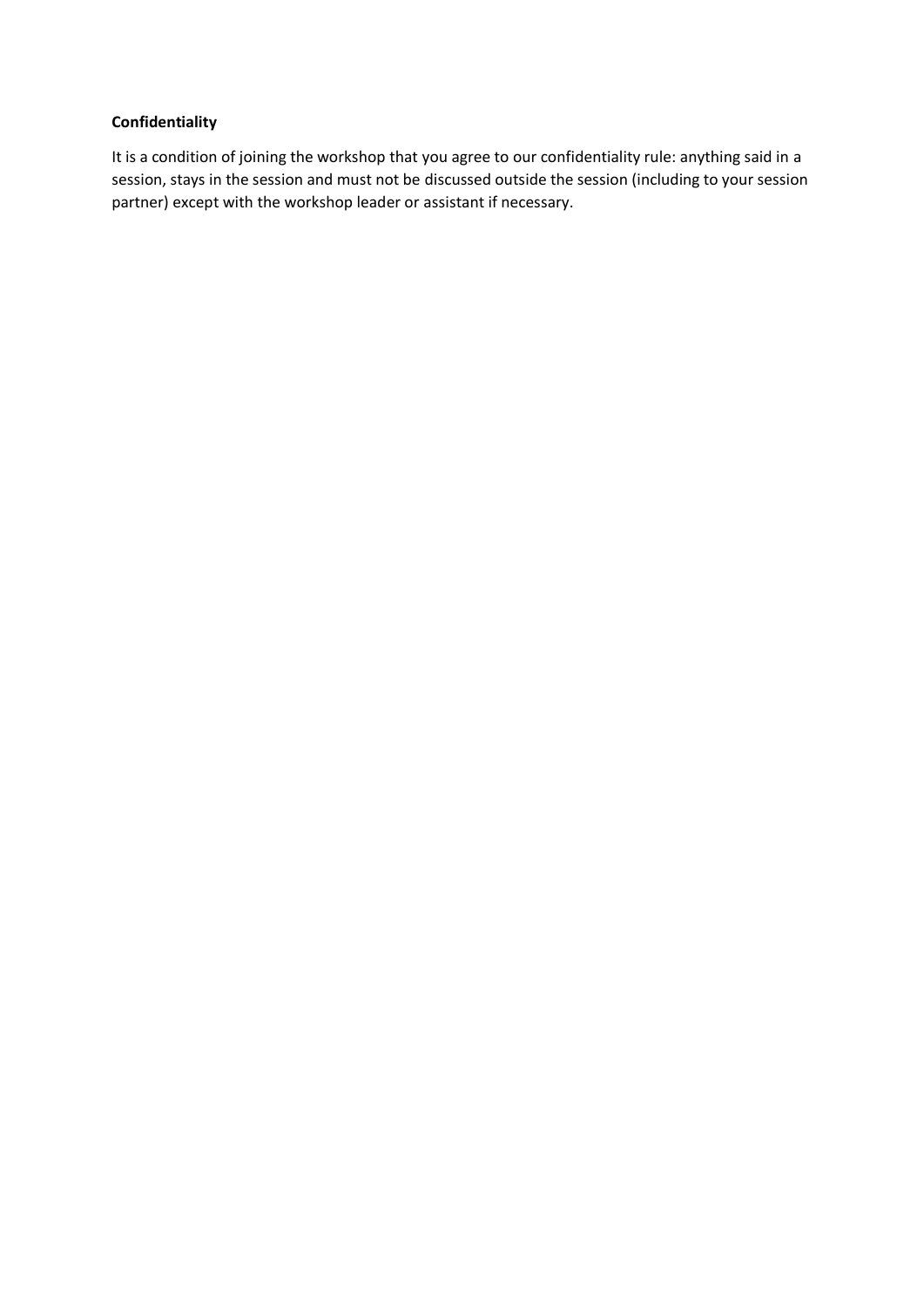**Confidentiality**

It is a condition of joining the workshop that you agree to our confidentiality rule: anything said in a session, stays in the session and must not be discussed outside the session (including to your session partner) except with the workshop leader or assistant if necessary.